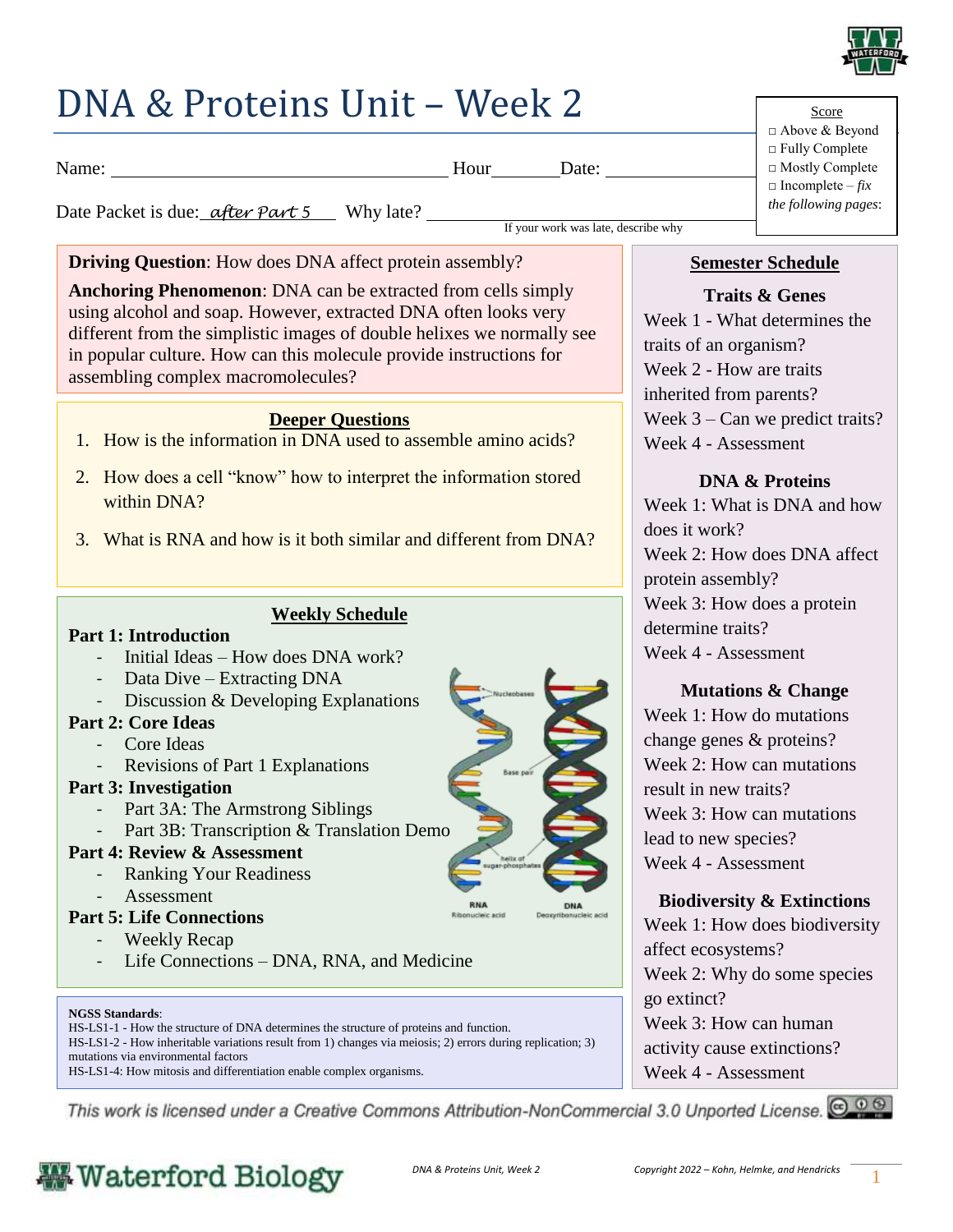# DNA & Proteins Unit – Week 2

Score
- □ Above & Beyond
- □ Fully Complete
- □ Mostly Complete
- □ Incomplete – *fix the following pages*:

Name: ______________________ Hour________ Date: ____________

Date Packet is due: *after Part 5* Why late? ______________________
If your work was late, describe why

**Driving Question**: How does DNA affect protein assembly?

**Anchoring Phenomenon**: DNA can be extracted from cells simply using alcohol and soap. However, extracted DNA often looks very different from the simplistic images of double helixes we normally see in popular culture. How can this molecule provide instructions for assembling complex macromolecules?

## Deeper Questions

1. How is the information in DNA used to assemble amino acids?
2. How does a cell "know" how to interpret the information stored within DNA?
3. What is RNA and how is it both similar and different from DNA?

## Weekly Schedule

**Part 1: Introduction**
- Initial Ideas – How does DNA work?
- Data Dive – Extracting DNA
- Discussion & Developing Explanations

**Part 2: Core Ideas**
- Core Ideas
- Revisions of Part 1 Explanations

**Part 3: Investigation**
- Part 3A: The Armstrong Siblings
- Part 3B: Transcription & Translation Demo

**Part 4: Review & Assessment**
- Ranking Your Readiness
- Assessment

**Part 5: Life Connections**
- Weekly Recap
- Life Connections – DNA, RNA, and Medicine

Nucleobases
Base pair
helix of sugar-phosphates
RNA
Ribonucleic acid
DNA
Deoxyribonucleic acid

**NGSS Standards**:
HS-LS1-1 - How the structure of DNA determines the structure of proteins and function.
HS-LS1-2 - How inheritable variations result from 1) changes via meiosis; 2) errors during replication; 3) mutations via environmental factors
HS-LS1-4: How mitosis and differentiation enable complex organisms.

## Semester Schedule

**Traits & Genes**
- Week 1 - What determines the traits of an organism?
- Week 2 - How are traits inherited from parents?
- Week 3 – Can we predict traits?
- Week 4 - Assessment

**DNA & Proteins**
- Week 1: What is DNA and how does it work?
- Week 2: How does DNA affect protein assembly?
- Week 3: How does a protein determine traits?
- Week 4 - Assessment

**Mutations & Change**
- Week 1: How do mutations change genes & proteins?
- Week 2: How can mutations result in new traits?
- Week 3: How can mutations lead to new species?
- Week 4 - Assessment

**Biodiversity & Extinctions**
- Week 1: How does biodiversity affect ecosystems?
- Week 2: Why do some species go extinct?
- Week 3: How can human activity cause extinctions?
- Week 4 - Assessment

*This work is licensed under a Creative Commons Attribution-NonCommercial 3.0 Unported License.*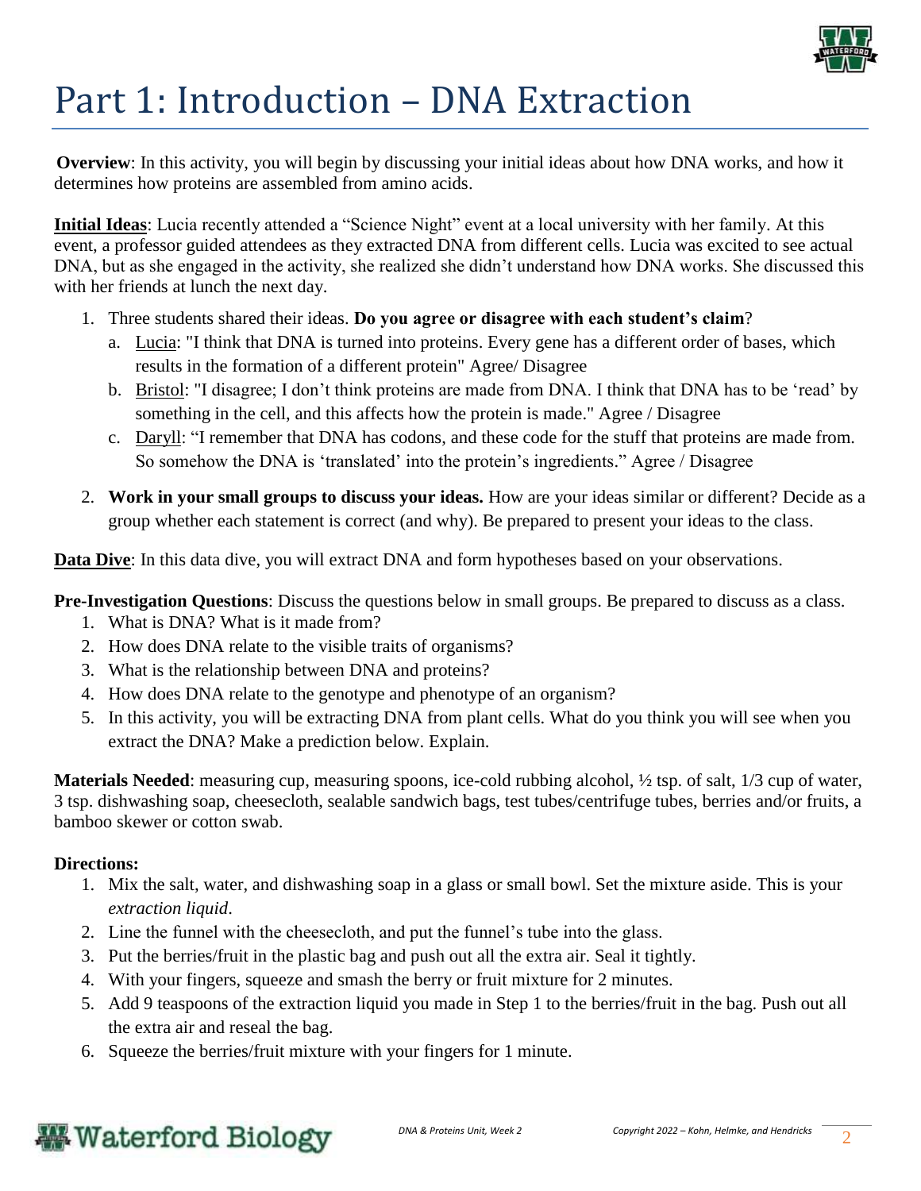# Part 1: Introduction – DNA Extraction

**Overview**: In this activity, you will begin by discussing your initial ideas about how DNA works, and how it determines how proteins are assembled from amino acids.

**Initial Ideas**: Lucia recently attended a "Science Night" event at a local university with her family. At this event, a professor guided attendees as they extracted DNA from different cells. Lucia was excited to see actual DNA, but as she engaged in the activity, she realized she didn't understand how DNA works. She discussed this with her friends at lunch the next day.

1. Three students shared their ideas. **Do you agree or disagree with each student's claim**?
   a. Lucia: "I think that DNA is turned into proteins. Every gene has a different order of bases, which results in the formation of a different protein" Agree/ Disagree
   b. Bristol: "I disagree; I don't think proteins are made from DNA. I think that DNA has to be 'read' by something in the cell, and this affects how the protein is made." Agree / Disagree
   c. Daryll: "I remember that DNA has codons, and these code for the stuff that proteins are made from. So somehow the DNA is 'translated' into the protein's ingredients." Agree / Disagree
2. **Work in your small groups to discuss your ideas.** How are your ideas similar or different? Decide as a group whether each statement is correct (and why). Be prepared to present your ideas to the class.

**Data Dive**: In this data dive, you will extract DNA and form hypotheses based on your observations.

**Pre-Investigation Questions**: Discuss the questions below in small groups. Be prepared to discuss as a class.
1. What is DNA? What is it made from?
2. How does DNA relate to the visible traits of organisms?
3. What is the relationship between DNA and proteins?
4. How does DNA relate to the genotype and phenotype of an organism?
5. In this activity, you will be extracting DNA from plant cells. What do you think you will see when you extract the DNA? Make a prediction below. Explain.

**Materials Needed**: measuring cup, measuring spoons, ice-cold rubbing alcohol, ½ tsp. of salt, 1/3 cup of water, 3 tsp. dishwashing soap, cheesecloth, sealable sandwich bags, test tubes/centrifuge tubes, berries and/or fruits, a bamboo skewer or cotton swab.

**Directions:**
1. Mix the salt, water, and dishwashing soap in a glass or small bowl. Set the mixture aside. This is your *extraction liquid*.
2. Line the funnel with the cheesecloth, and put the funnel's tube into the glass.
3. Put the berries/fruit in the plastic bag and push out all the extra air. Seal it tightly.
4. With your fingers, squeeze and smash the berry or fruit mixture for 2 minutes.
5. Add 9 teaspoons of the extraction liquid you made in Step 1 to the berries/fruit in the bag. Push out all the extra air and reseal the bag.
6. Squeeze the berries/fruit mixture with your fingers for 1 minute.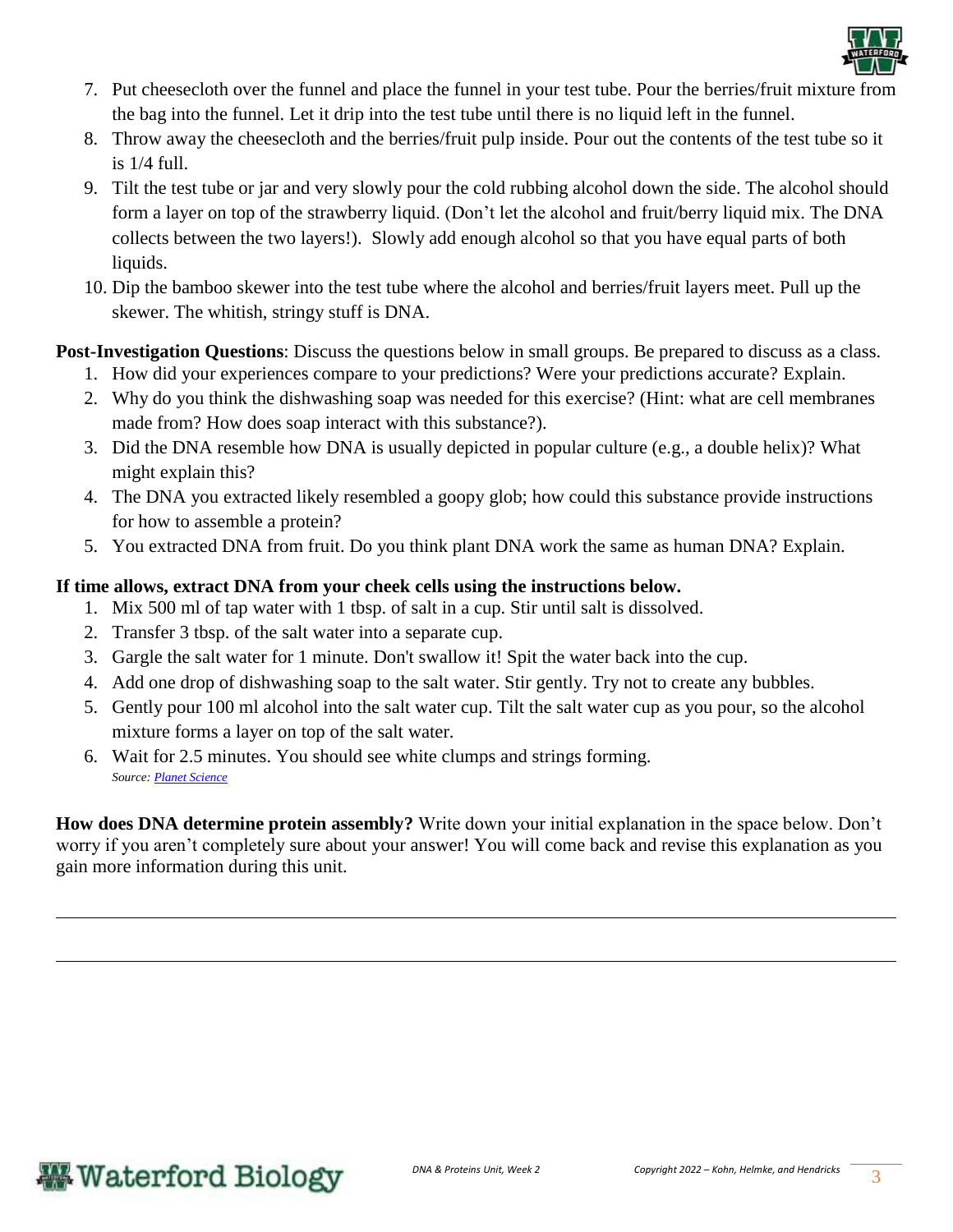7. Put cheesecloth over the funnel and place the funnel in your test tube. Pour the berries/fruit mixture from the bag into the funnel. Let it drip into the test tube until there is no liquid left in the funnel.
8. Throw away the cheesecloth and the berries/fruit pulp inside. Pour out the contents of the test tube so it is 1/4 full.
9. Tilt the test tube or jar and very slowly pour the cold rubbing alcohol down the side. The alcohol should form a layer on top of the strawberry liquid. (Don't let the alcohol and fruit/berry liquid mix. The DNA collects between the two layers!). Slowly add enough alcohol so that you have equal parts of both liquids.
10. Dip the bamboo skewer into the test tube where the alcohol and berries/fruit layers meet. Pull up the skewer. The whitish, stringy stuff is DNA.

**Post-Investigation Questions**: Discuss the questions below in small groups. Be prepared to discuss as a class.

1. How did your experiences compare to your predictions? Were your predictions accurate? Explain.
2. Why do you think the dishwashing soap was needed for this exercise? (Hint: what are cell membranes made from? How does soap interact with this substance?).
3. Did the DNA resemble how DNA is usually depicted in popular culture (e.g., a double helix)? What might explain this?
4. The DNA you extracted likely resembled a goopy glob; how could this substance provide instructions for how to assemble a protein?
5. You extracted DNA from fruit. Do you think plant DNA work the same as human DNA? Explain.

**If time allows, extract DNA from your cheek cells using the instructions below.**

1. Mix 500 ml of tap water with 1 tbsp. of salt in a cup. Stir until salt is dissolved.
2. Transfer 3 tbsp. of the salt water into a separate cup.
3. Gargle the salt water for 1 minute. Don't swallow it! Spit the water back into the cup.
4. Add one drop of dishwashing soap to the salt water. Stir gently. Try not to create any bubbles.
5. Gently pour 100 ml alcohol into the salt water cup. Tilt the salt water cup as you pour, so the alcohol mixture forms a layer on top of the salt water.
6. Wait for 2.5 minutes. You should see white clumps and strings forming.

*Source: Planet Science*

**How does DNA determine protein assembly?** Write down your initial explanation in the space below. Don't worry if you aren't completely sure about your answer! You will come back and revise this explanation as you gain more information during this unit.

___

___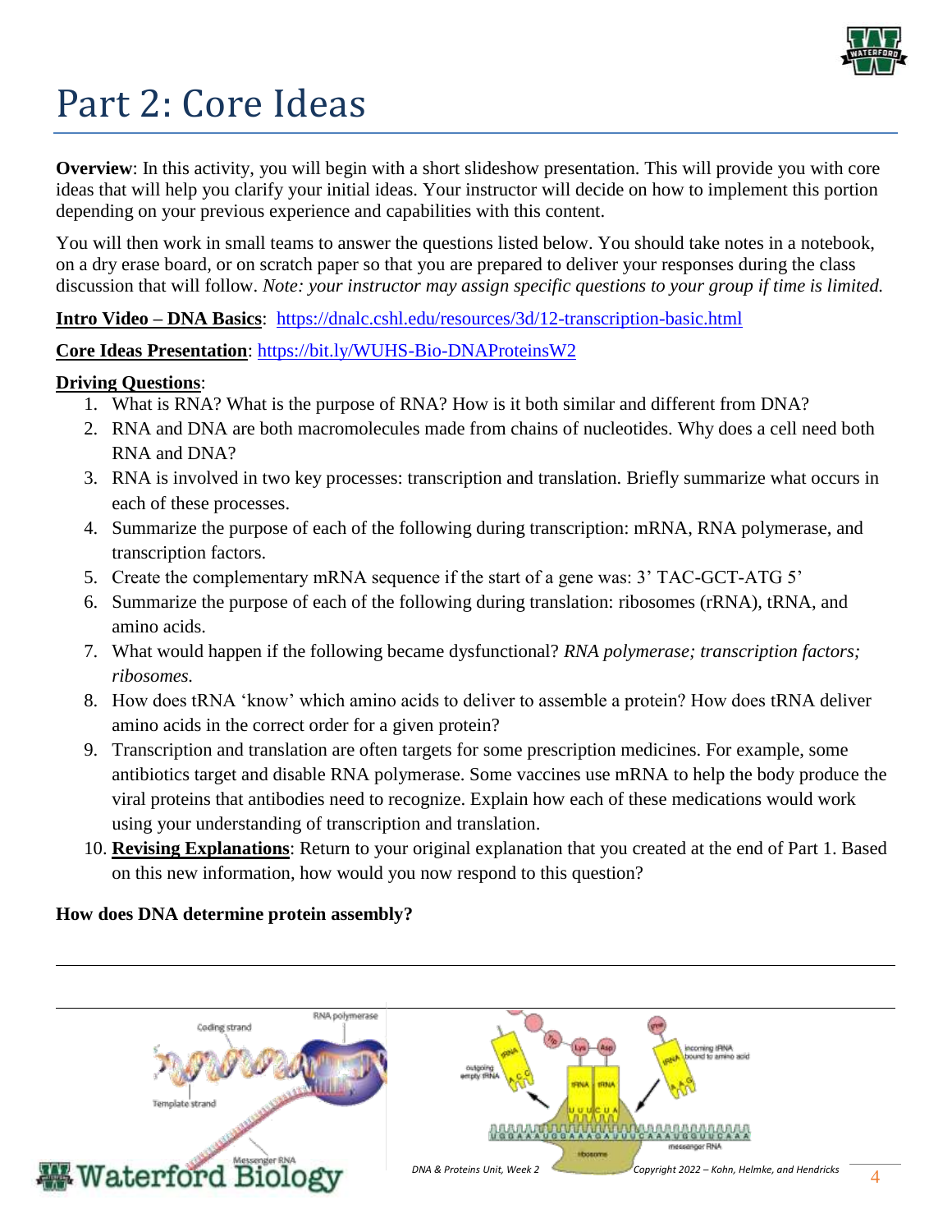# Part 2: Core Ideas

**Overview**: In this activity, you will begin with a short slideshow presentation. This will provide you with core ideas that will help you clarify your initial ideas. Your instructor will decide on how to implement this portion depending on your previous experience and capabilities with this content.

You will then work in small teams to answer the questions listed below. You should take notes in a notebook, on a dry erase board, or on scratch paper so that you are prepared to deliver your responses during the class discussion that will follow. *Note: your instructor may assign specific questions to your group if time is limited.*

**Intro Video – DNA Basics**: https://dnalc.cshl.edu/resources/3d/12-transcription-basic.html

**Core Ideas Presentation**: https://bit.ly/WUHS-Bio-DNAProteinsW2

**Driving Questions**:

1. What is RNA? What is the purpose of RNA? How is it both similar and different from DNA?
2. RNA and DNA are both macromolecules made from chains of nucleotides. Why does a cell need both RNA and DNA?
3. RNA is involved in two key processes: transcription and translation. Briefly summarize what occurs in each of these processes.
4. Summarize the purpose of each of the following during transcription: mRNA, RNA polymerase, and transcription factors.
5. Create the complementary mRNA sequence if the start of a gene was: 3' TAC-GCT-ATG 5'
6. Summarize the purpose of each of the following during translation: ribosomes (rRNA), tRNA, and amino acids.
7. What would happen if the following became dysfunctional? *RNA polymerase; transcription factors; ribosomes.*
8. How does tRNA 'know' which amino acids to deliver to assemble a protein? How does tRNA deliver amino acids in the correct order for a given protein?
9. Transcription and translation are often targets for some prescription medicines. For example, some antibiotics target and disable RNA polymerase. Some vaccines use mRNA to help the body produce the viral proteins that antibodies need to recognize. Explain how each of these medications would work using your understanding of transcription and translation.
10. **Revising Explanations**: Return to your original explanation that you created at the end of Part 1. Based on this new information, how would you now respond to this question?

**How does DNA determine protein assembly?**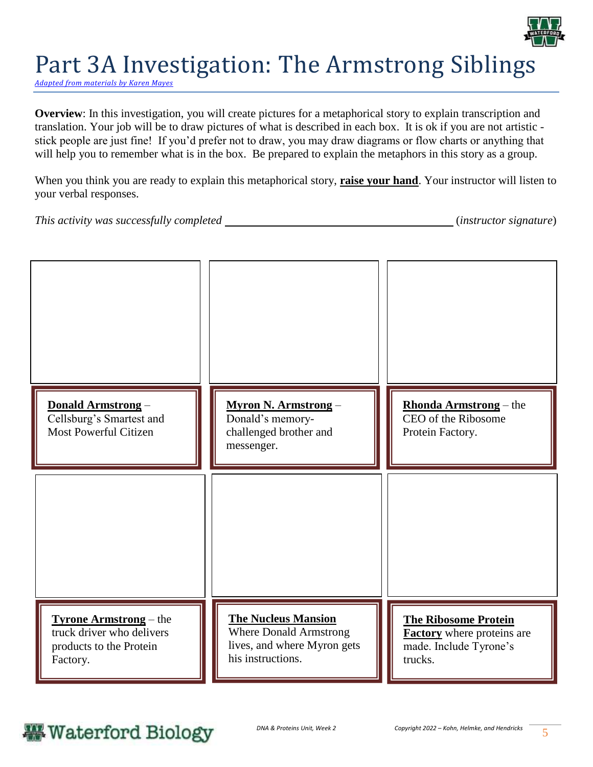# Part 3A Investigation: The Armstrong Siblings

*Adapted from materials by Karen Mayes*

**Overview**: In this investigation, you will create pictures for a metaphorical story to explain transcription and translation. Your job will be to draw pictures of what is described in each box. It is ok if you are not artistic - stick people are just fine! If you'd prefer not to draw, you may draw diagrams or flow charts or anything that will help you to remember what is in the box. Be prepared to explain the metaphors in this story as a group.

When you think you are ready to explain this metaphorical story, **raise your hand**. Your instructor will listen to your verbal responses.

*This activity was successfully completed* ______________________________ (*instructor signature*)

| | | |
|---|---|---|
| | | |
| **Donald Armstrong** – Cellsburg's Smartest and Most Powerful Citizen | **Myron N. Armstrong** – Donald's memory-challenged brother and messenger. | **Rhonda Armstrong** – the CEO of the Ribosome Protein Factory. |
| | | |
| **Tyrone Armstrong** – the truck driver who delivers products to the Protein Factory. | **The Nucleus Mansion** Where Donald Armstrong lives, and where Myron gets his instructions. | **The Ribosome Protein Factory** where proteins are made. Include Tyrone's trucks. |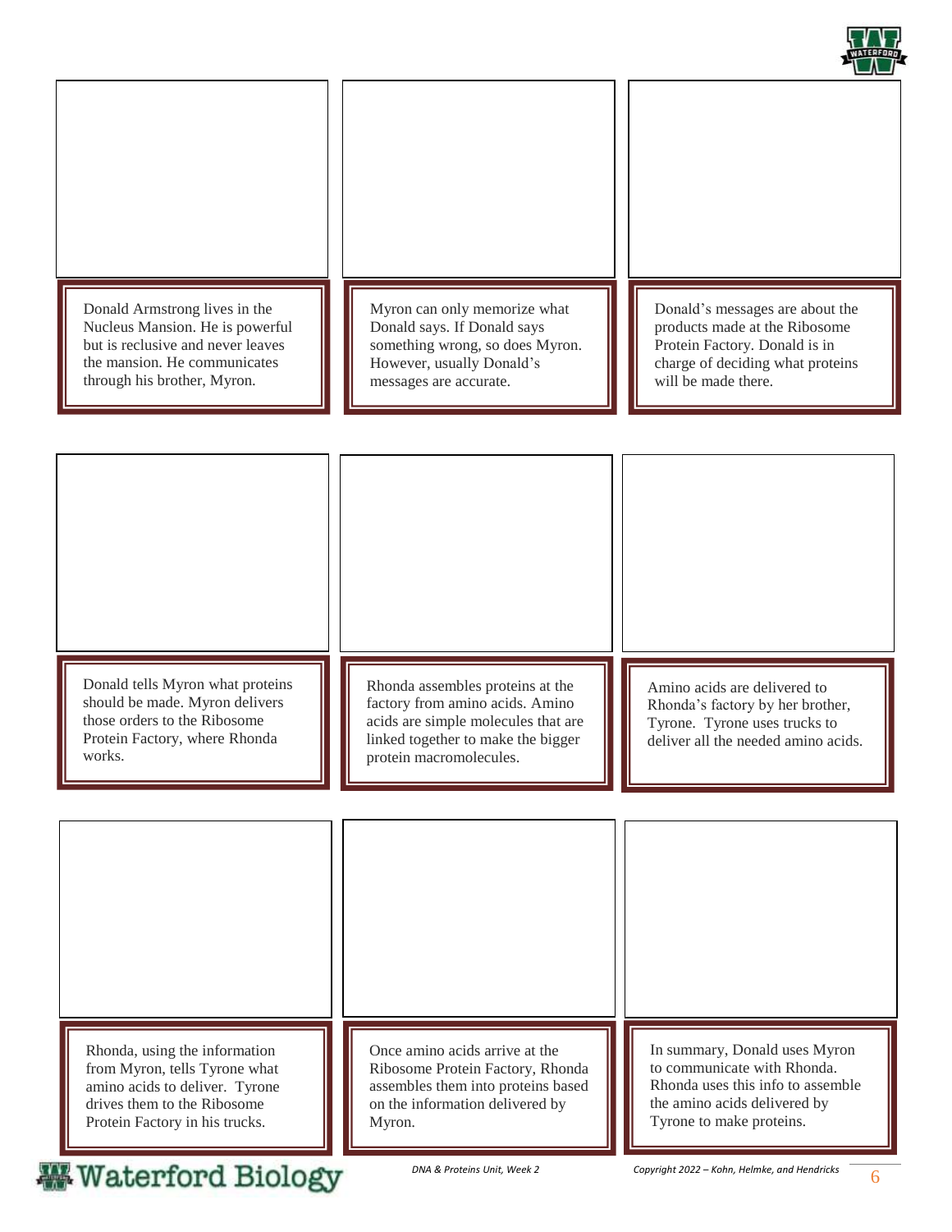Donald Armstrong lives in the Nucleus Mansion. He is powerful but is reclusive and never leaves the mansion. He communicates through his brother, Myron.

Myron can only memorize what Donald says. If Donald says something wrong, so does Myron. However, usually Donald's messages are accurate.

Donald's messages are about the products made at the Ribosome Protein Factory. Donald is in charge of deciding what proteins will be made there.

Donald tells Myron what proteins should be made. Myron delivers those orders to the Ribosome Protein Factory, where Rhonda works.

Rhonda assembles proteins at the factory from amino acids. Amino acids are simple molecules that are linked together to make the bigger protein macromolecules.

Amino acids are delivered to Rhonda's factory by her brother, Tyrone. Tyrone uses trucks to deliver all the needed amino acids.

Rhonda, using the information from Myron, tells Tyrone what amino acids to deliver. Tyrone drives them to the Ribosome Protein Factory in his trucks.

Once amino acids arrive at the Ribosome Protein Factory, Rhonda assembles them into proteins based on the information delivered by Myron.

In summary, Donald uses Myron to communicate with Rhonda. Rhonda uses this info to assemble the amino acids delivered by Tyrone to make proteins.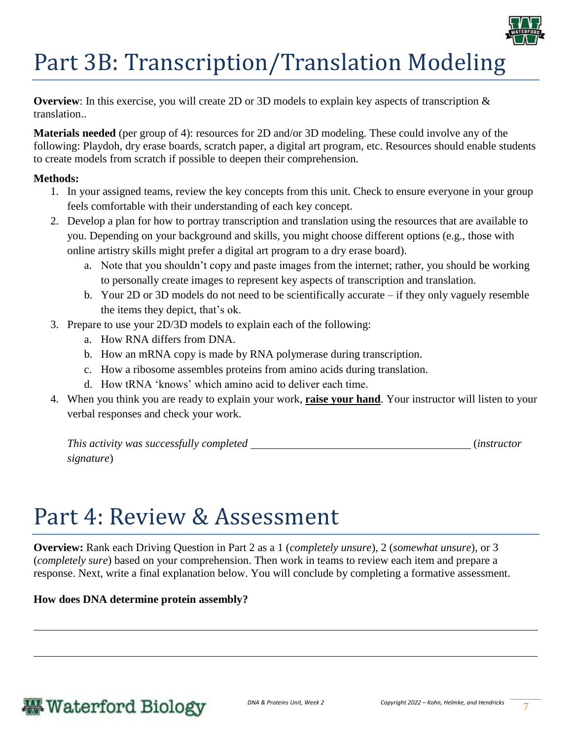# Part 3B: Transcription/Translation Modeling

**Overview**: In this exercise, you will create 2D or 3D models to explain key aspects of transcription & translation..

**Materials needed** (per group of 4): resources for 2D and/or 3D modeling. These could involve any of the following: Playdoh, dry erase boards, scratch paper, a digital art program, etc. Resources should enable students to create models from scratch if possible to deepen their comprehension.

**Methods:**

1. In your assigned teams, review the key concepts from this unit. Check to ensure everyone in your group feels comfortable with their understanding of each key concept.
2. Develop a plan for how to portray transcription and translation using the resources that are available to you. Depending on your background and skills, you might choose different options (e.g., those with online artistry skills might prefer a digital art program to a dry erase board).
    a. Note that you shouldn't copy and paste images from the internet; rather, you should be working to personally create images to represent key aspects of transcription and translation.
    b. Your 2D or 3D models do not need to be scientifically accurate – if they only vaguely resemble the items they depict, that's ok.
3. Prepare to use your 2D/3D models to explain each of the following:
    a. How RNA differs from DNA.
    b. How an mRNA copy is made by RNA polymerase during transcription.
    c. How a ribosome assembles proteins from amino acids during translation.
    d. How tRNA 'knows' which amino acid to deliver each time.
4. When you think you are ready to explain your work, **raise your hand**. Your instructor will listen to your verbal responses and check your work.

*This activity was successfully completed* ________________________________ (*instructor signature*)

# Part 4: Review & Assessment

**Overview:** Rank each Driving Question in Part 2 as a 1 (*completely unsure*), 2 (*somewhat unsure*), or 3 (*completely sure*) based on your comprehension. Then work in teams to review each item and prepare a response. Next, write a final explanation below. You will conclude by completing a formative assessment.

**How does DNA determine protein assembly?**

________________________________________________________________________________

________________________________________________________________________________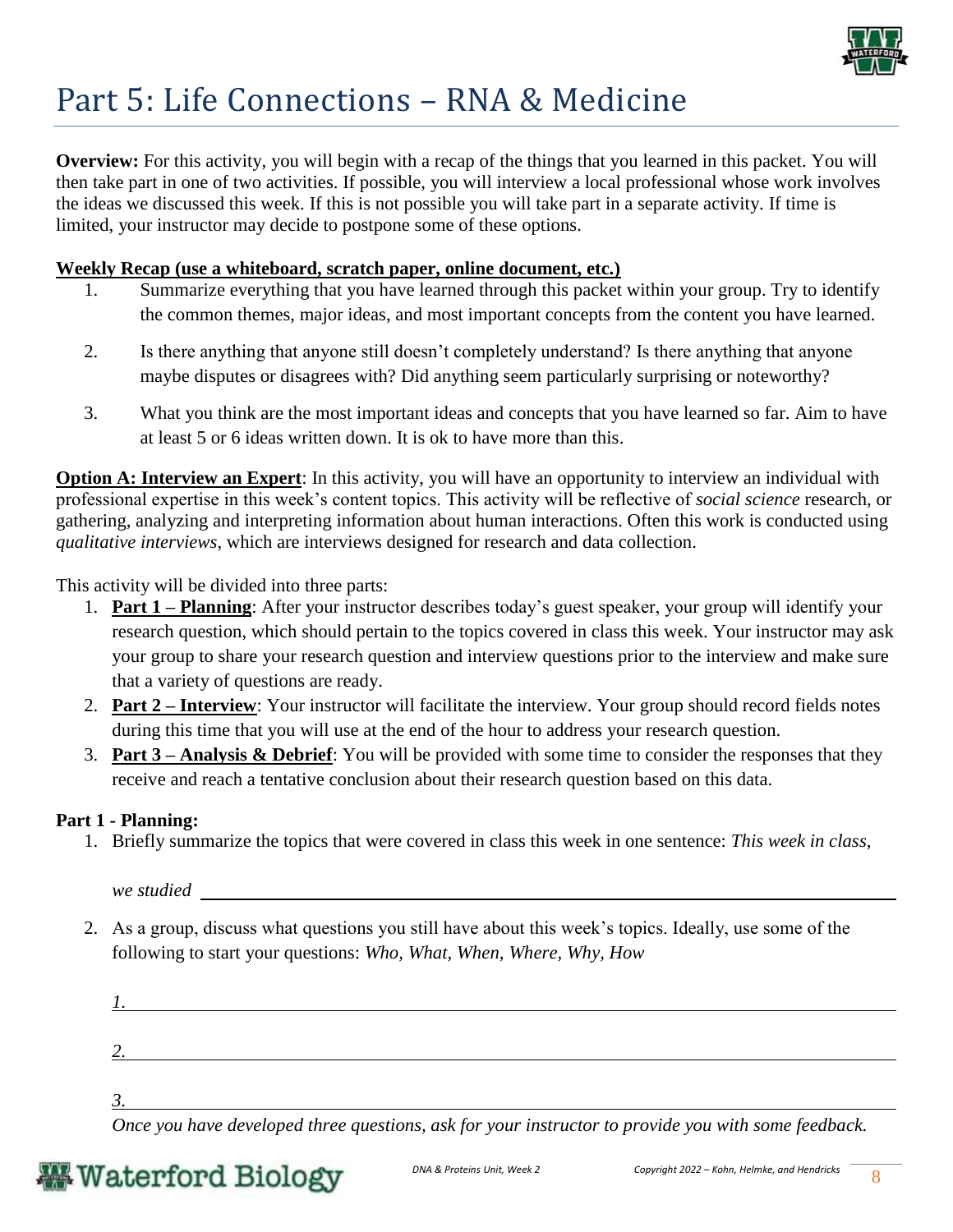# Part 5: Life Connections – RNA & Medicine

**Overview:** For this activity, you will begin with a recap of the things that you learned in this packet. You will then take part in one of two activities. If possible, you will interview a local professional whose work involves the ideas we discussed this week. If this is not possible you will take part in a separate activity. If time is limited, your instructor may decide to postpone some of these options.

**Weekly Recap (use a whiteboard, scratch paper, online document, etc.)**

1. Summarize everything that you have learned through this packet within your group. Try to identify the common themes, major ideas, and most important concepts from the content you have learned.
2. Is there anything that anyone still doesn't completely understand? Is there anything that anyone maybe disputes or disagrees with? Did anything seem particularly surprising or noteworthy?
3. What you think are the most important ideas and concepts that you have learned so far. Aim to have at least 5 or 6 ideas written down. It is ok to have more than this.

**Option A: Interview an Expert**: In this activity, you will have an opportunity to interview an individual with professional expertise in this week's content topics. This activity will be reflective of *social science* research, or gathering, analyzing and interpreting information about human interactions. Often this work is conducted using *qualitative interviews*, which are interviews designed for research and data collection.

This activity will be divided into three parts:

1. **Part 1 – Planning**: After your instructor describes today's guest speaker, your group will identify your research question, which should pertain to the topics covered in class this week. Your instructor may ask your group to share your research question and interview questions prior to the interview and make sure that a variety of questions are ready.
2. **Part 2 – Interview**: Your instructor will facilitate the interview. Your group should record fields notes during this time that you will use at the end of the hour to address your research question.
3. **Part 3 – Analysis & Debrief**: You will be provided with some time to consider the responses that they receive and reach a tentative conclusion about their research question based on this data.

**Part 1 - Planning:**

1. Briefly summarize the topics that were covered in class this week in one sentence: *This week in class, we studied* ______________________________

2. As a group, discuss what questions you still have about this week's topics. Ideally, use some of the following to start your questions: *Who, What, When, Where, Why, How*

   *1.* ______________________________

   *2.* ______________________________

   *3.* ______________________________

   *Once you have developed three questions, ask for your instructor to provide you with some feedback.*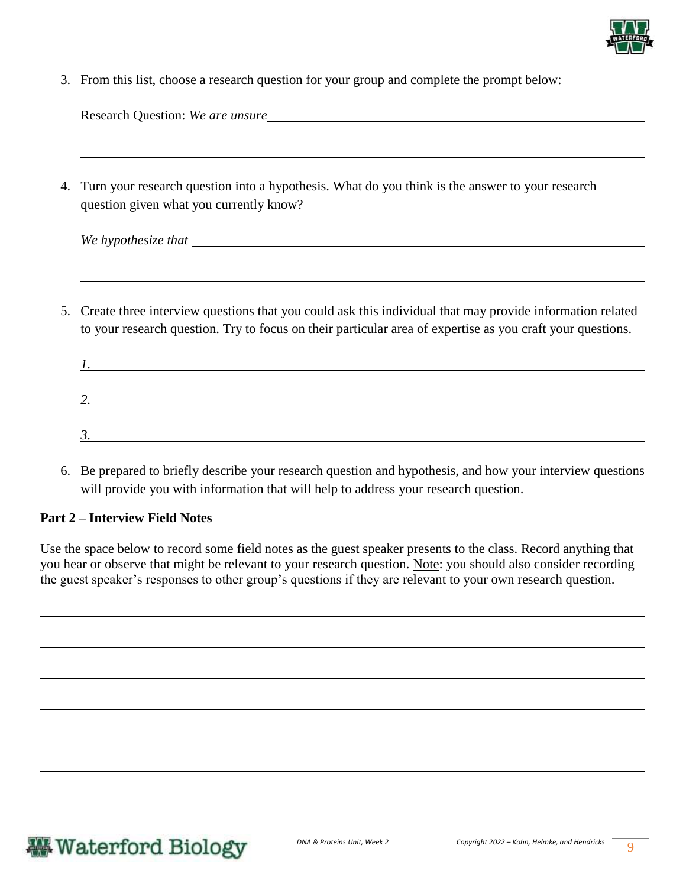3. From this list, choose a research question for your group and complete the prompt below:

   Research Question: *We are unsure*\_\_\_\_\_\_\_\_\_\_\_\_\_\_\_\_\_\_\_\_\_\_\_\_\_\_\_\_\_\_\_\_\_\_\_\_\_\_\_\_

   \_\_\_\_\_\_\_\_\_\_\_\_\_\_\_\_\_\_\_\_\_\_\_\_\_\_\_\_\_\_\_\_\_\_\_\_\_\_\_\_\_\_\_\_\_\_\_\_\_\_\_\_\_\_\_\_\_\_\_\_

4. Turn your research question into a hypothesis. What do you think is the answer to your research question given what you currently know?

   *We hypothesize that* \_\_\_\_\_\_\_\_\_\_\_\_\_\_\_\_\_\_\_\_\_\_\_\_\_\_\_\_\_\_\_\_\_\_\_\_\_\_\_\_\_\_\_\_\_\_

   \_\_\_\_\_\_\_\_\_\_\_\_\_\_\_\_\_\_\_\_\_\_\_\_\_\_\_\_\_\_\_\_\_\_\_\_\_\_\_\_\_\_\_\_\_\_\_\_\_\_\_\_\_\_\_\_\_\_\_\_

5. Create three interview questions that you could ask this individual that may provide information related to your research question. Try to focus on their particular area of expertise as you craft your questions.

   *1.* \_\_\_\_\_\_\_\_\_\_\_\_\_\_\_\_\_\_\_\_\_\_\_\_\_\_\_\_\_\_\_\_\_\_\_\_\_\_\_\_\_\_\_\_\_\_\_\_\_\_\_\_\_\_\_\_

   *2.* \_\_\_\_\_\_\_\_\_\_\_\_\_\_\_\_\_\_\_\_\_\_\_\_\_\_\_\_\_\_\_\_\_\_\_\_\_\_\_\_\_\_\_\_\_\_\_\_\_\_\_\_\_\_\_\_

   *3.* \_\_\_\_\_\_\_\_\_\_\_\_\_\_\_\_\_\_\_\_\_\_\_\_\_\_\_\_\_\_\_\_\_\_\_\_\_\_\_\_\_\_\_\_\_\_\_\_\_\_\_\_\_\_\_\_

6. Be prepared to briefly describe your research question and hypothesis, and how your interview questions will provide you with information that will help to address your research question.

**Part 2 – Interview Field Notes**

Use the space below to record some field notes as the guest speaker presents to the class. Record anything that you hear or observe that might be relevant to your research question. Note: you should also consider recording the guest speaker's responses to other group's questions if they are relevant to your own research question.

\_\_\_\_\_\_\_\_\_\_\_\_\_\_\_\_\_\_\_\_\_\_\_\_\_\_\_\_\_\_\_\_\_\_\_\_\_\_\_\_\_\_\_\_\_\_\_\_\_\_\_\_\_\_\_\_\_\_\_\_\_\_\_\_

\_\_\_\_\_\_\_\_\_\_\_\_\_\_\_\_\_\_\_\_\_\_\_\_\_\_\_\_\_\_\_\_\_\_\_\_\_\_\_\_\_\_\_\_\_\_\_\_\_\_\_\_\_\_\_\_\_\_\_\_\_\_\_\_

\_\_\_\_\_\_\_\_\_\_\_\_\_\_\_\_\_\_\_\_\_\_\_\_\_\_\_\_\_\_\_\_\_\_\_\_\_\_\_\_\_\_\_\_\_\_\_\_\_\_\_\_\_\_\_\_\_\_\_\_\_\_\_\_

\_\_\_\_\_\_\_\_\_\_\_\_\_\_\_\_\_\_\_\_\_\_\_\_\_\_\_\_\_\_\_\_\_\_\_\_\_\_\_\_\_\_\_\_\_\_\_\_\_\_\_\_\_\_\_\_\_\_\_\_\_\_\_\_

\_\_\_\_\_\_\_\_\_\_\_\_\_\_\_\_\_\_\_\_\_\_\_\_\_\_\_\_\_\_\_\_\_\_\_\_\_\_\_\_\_\_\_\_\_\_\_\_\_\_\_\_\_\_\_\_\_\_\_\_\_\_\_\_

\_\_\_\_\_\_\_\_\_\_\_\_\_\_\_\_\_\_\_\_\_\_\_\_\_\_\_\_\_\_\_\_\_\_\_\_\_\_\_\_\_\_\_\_\_\_\_\_\_\_\_\_\_\_\_\_\_\_\_\_\_\_\_\_

\_\_\_\_\_\_\_\_\_\_\_\_\_\_\_\_\_\_\_\_\_\_\_\_\_\_\_\_\_\_\_\_\_\_\_\_\_\_\_\_\_\_\_\_\_\_\_\_\_\_\_\_\_\_\_\_\_\_\_\_\_\_\_\_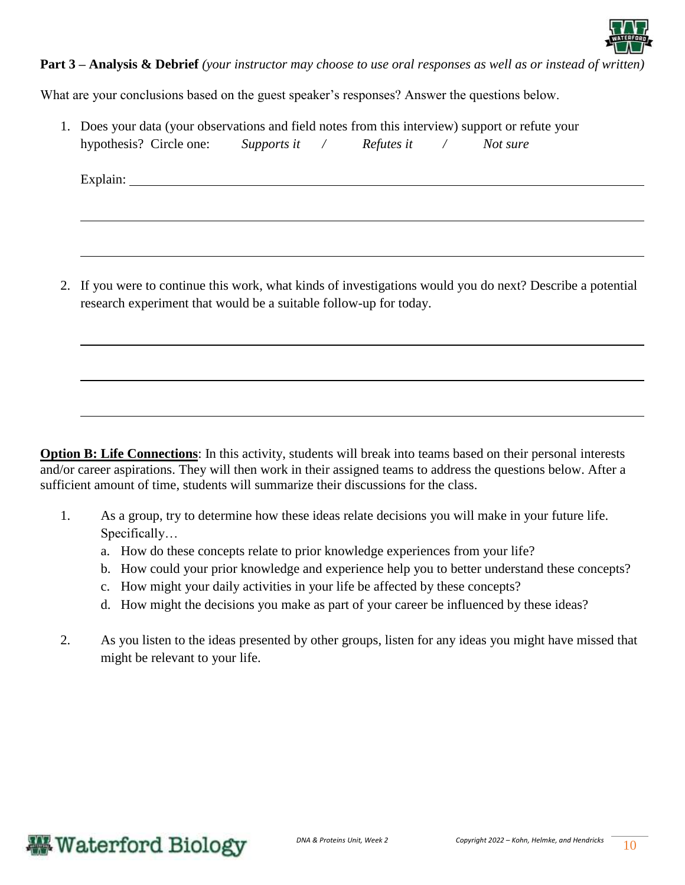**Part 3 – Analysis & Debrief** *(your instructor may choose to use oral responses as well as or instead of written)*

What are your conclusions based on the guest speaker's responses? Answer the questions below.

1. Does your data (your observations and field notes from this interview) support or refute your hypothesis? Circle one: *Supports it* / *Refutes it* / *Not sure*

   Explain: ______________________________________________________________________

   ______________________________________________________________________________

   ______________________________________________________________________________

2. If you were to continue this work, what kinds of investigations would you do next? Describe a potential research experiment that would be a suitable follow-up for today.

   ______________________________________________________________________________

   ______________________________________________________________________________

   ______________________________________________________________________________

**Option B: Life Connections**: In this activity, students will break into teams based on their personal interests and/or career aspirations. They will then work in their assigned teams to address the questions below. After a sufficient amount of time, students will summarize their discussions for the class.

1. As a group, try to determine how these ideas relate decisions you will make in your future life. Specifically…
   a. How do these concepts relate to prior knowledge experiences from your life?
   b. How could your prior knowledge and experience help you to better understand these concepts?
   c. How might your daily activities in your life be affected by these concepts?
   d. How might the decisions you make as part of your career be influenced by these ideas?

2. As you listen to the ideas presented by other groups, listen for any ideas you might have missed that might be relevant to your life.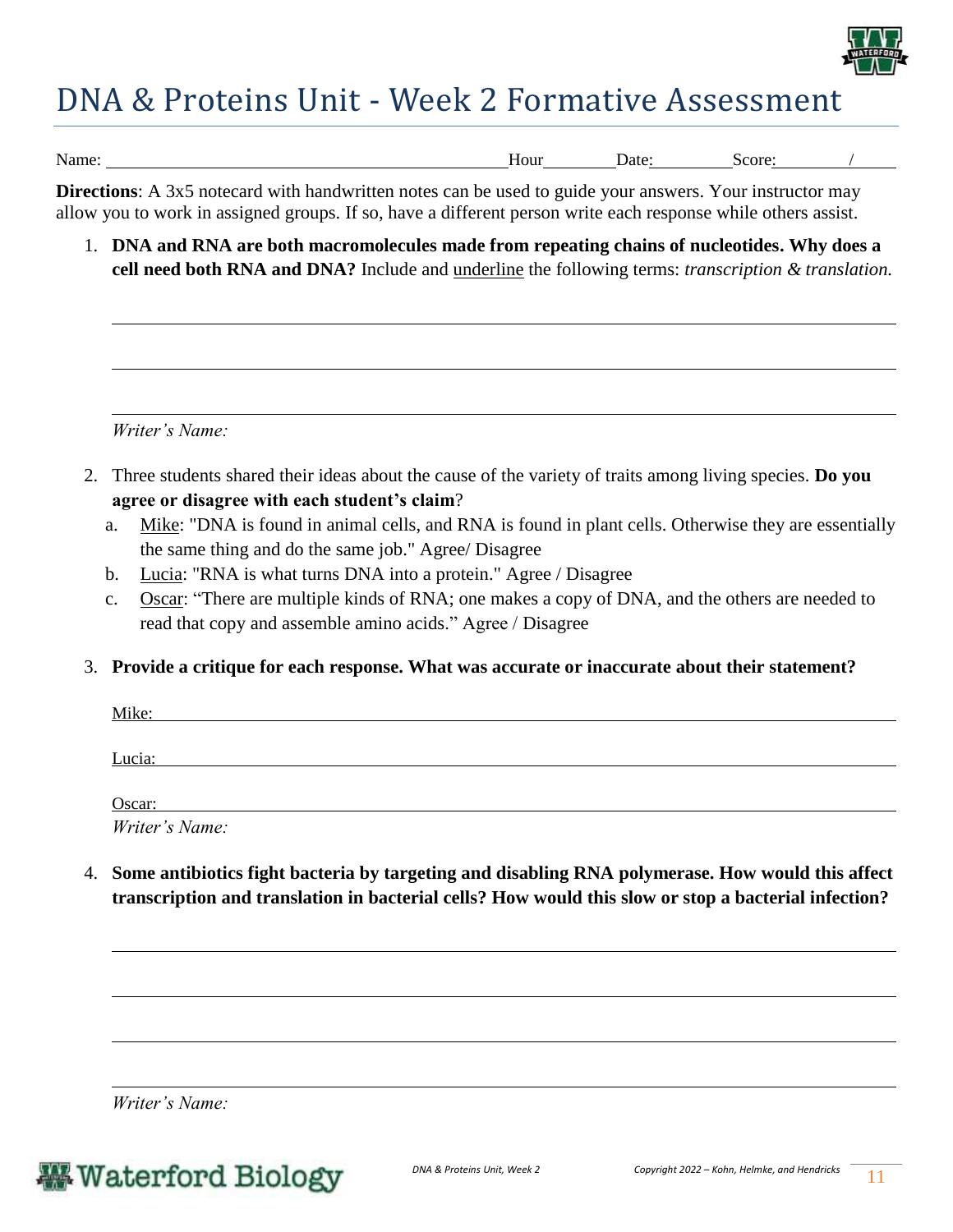# DNA & Proteins Unit - Week 2 Formative Assessment

Name: ______________________ Hour______ Date:______ Score:______ /______

**Directions**: A 3x5 notecard with handwritten notes can be used to guide your answers. Your instructor may allow you to work in assigned groups. If so, have a different person write each response while others assist.

1. **DNA and RNA are both macromolecules made from repeating chains of nucleotides. Why does a cell need both RNA and DNA?** Include and <u>underline</u> the following terms: *transcription & translation.*

   ______________________________________________

   ______________________________________________

   ______________________________________________

   *Writer's Name:*

2. Three students shared their ideas about the cause of the variety of traits among living species. **Do you agree or disagree with each student's claim**?
   a. <u>Mike</u>: "DNA is found in animal cells, and RNA is found in plant cells. Otherwise they are essentially the same thing and do the same job." Agree/ Disagree
   b. <u>Lucia</u>: "RNA is what turns DNA into a protein." Agree / Disagree
   c. <u>Oscar</u>: "There are multiple kinds of RNA; one makes a copy of DNA, and the others are needed to read that copy and assemble amino acids." Agree / Disagree

3. **Provide a critique for each response. What was accurate or inaccurate about their statement?**

   Mike: ______________________________________________

   Lucia: ______________________________________________

   Oscar: ______________________________________________

   *Writer's Name:*

4. **Some antibiotics fight bacteria by targeting and disabling RNA polymerase. How would this affect transcription and translation in bacterial cells? How would this slow or stop a bacterial infection?**

   ______________________________________________

   ______________________________________________

   ______________________________________________

   ______________________________________________

   *Writer's Name:*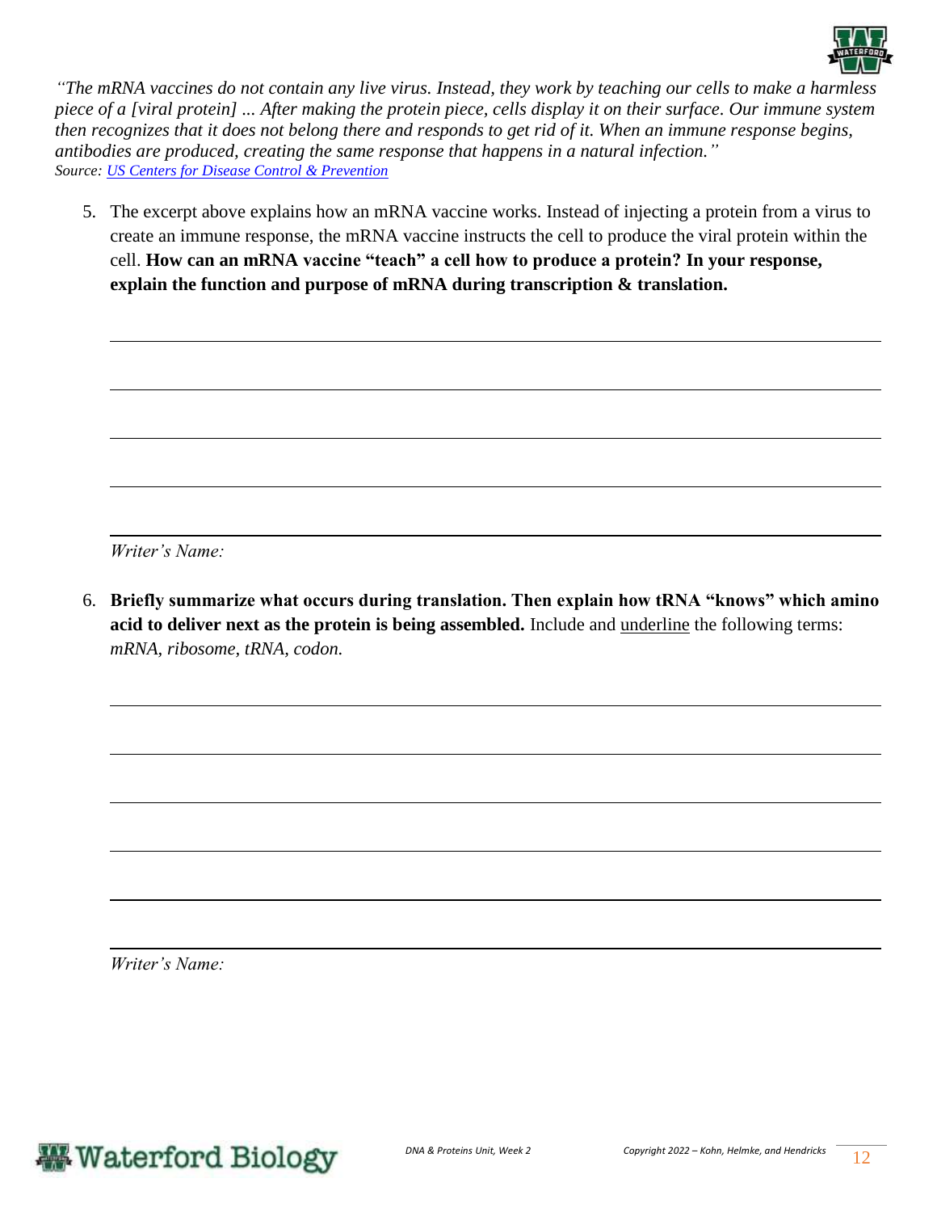*"The mRNA vaccines do not contain any live virus. Instead, they work by teaching our cells to make a harmless piece of a [viral protein] ... After making the protein piece, cells display it on their surface. Our immune system then recognizes that it does not belong there and responds to get rid of it. When an immune response begins, antibodies are produced, creating the same response that happens in a natural infection."*
*Source: [US Centers for Disease Control & Prevention]*

5. The excerpt above explains how an mRNA vaccine works. Instead of injecting a protein from a virus to create an immune response, the mRNA vaccine instructs the cell to produce the viral protein within the cell. **How can an mRNA vaccine "teach" a cell how to produce a protein? In your response, explain the function and purpose of mRNA during transcription & translation.**

\_\_\_\_\_\_\_\_\_\_\_\_\_\_\_\_\_\_\_\_\_\_\_\_\_\_\_\_\_\_\_\_\_\_\_\_\_\_\_\_\_\_\_\_\_\_\_\_\_\_\_\_\_\_\_\_\_\_\_\_

\_\_\_\_\_\_\_\_\_\_\_\_\_\_\_\_\_\_\_\_\_\_\_\_\_\_\_\_\_\_\_\_\_\_\_\_\_\_\_\_\_\_\_\_\_\_\_\_\_\_\_\_\_\_\_\_\_\_\_\_

\_\_\_\_\_\_\_\_\_\_\_\_\_\_\_\_\_\_\_\_\_\_\_\_\_\_\_\_\_\_\_\_\_\_\_\_\_\_\_\_\_\_\_\_\_\_\_\_\_\_\_\_\_\_\_\_\_\_\_\_

\_\_\_\_\_\_\_\_\_\_\_\_\_\_\_\_\_\_\_\_\_\_\_\_\_\_\_\_\_\_\_\_\_\_\_\_\_\_\_\_\_\_\_\_\_\_\_\_\_\_\_\_\_\_\_\_\_\_\_\_

\_\_\_\_\_\_\_\_\_\_\_\_\_\_\_\_\_\_\_\_\_\_\_\_\_\_\_\_\_\_\_\_\_\_\_\_\_\_\_\_\_\_\_\_\_\_\_\_\_\_\_\_\_\_\_\_\_\_\_\_

*Writer's Name:*

6. **Briefly summarize what occurs during translation. Then explain how tRNA "knows" which amino acid to deliver next as the protein is being assembled.** Include and <u>underline</u> the following terms: *mRNA, ribosome, tRNA, codon.*

\_\_\_\_\_\_\_\_\_\_\_\_\_\_\_\_\_\_\_\_\_\_\_\_\_\_\_\_\_\_\_\_\_\_\_\_\_\_\_\_\_\_\_\_\_\_\_\_\_\_\_\_\_\_\_\_\_\_\_\_

\_\_\_\_\_\_\_\_\_\_\_\_\_\_\_\_\_\_\_\_\_\_\_\_\_\_\_\_\_\_\_\_\_\_\_\_\_\_\_\_\_\_\_\_\_\_\_\_\_\_\_\_\_\_\_\_\_\_\_\_

\_\_\_\_\_\_\_\_\_\_\_\_\_\_\_\_\_\_\_\_\_\_\_\_\_\_\_\_\_\_\_\_\_\_\_\_\_\_\_\_\_\_\_\_\_\_\_\_\_\_\_\_\_\_\_\_\_\_\_\_

\_\_\_\_\_\_\_\_\_\_\_\_\_\_\_\_\_\_\_\_\_\_\_\_\_\_\_\_\_\_\_\_\_\_\_\_\_\_\_\_\_\_\_\_\_\_\_\_\_\_\_\_\_\_\_\_\_\_\_\_

\_\_\_\_\_\_\_\_\_\_\_\_\_\_\_\_\_\_\_\_\_\_\_\_\_\_\_\_\_\_\_\_\_\_\_\_\_\_\_\_\_\_\_\_\_\_\_\_\_\_\_\_\_\_\_\_\_\_\_\_

\_\_\_\_\_\_\_\_\_\_\_\_\_\_\_\_\_\_\_\_\_\_\_\_\_\_\_\_\_\_\_\_\_\_\_\_\_\_\_\_\_\_\_\_\_\_\_\_\_\_\_\_\_\_\_\_\_\_\_\_

*Writer's Name:*